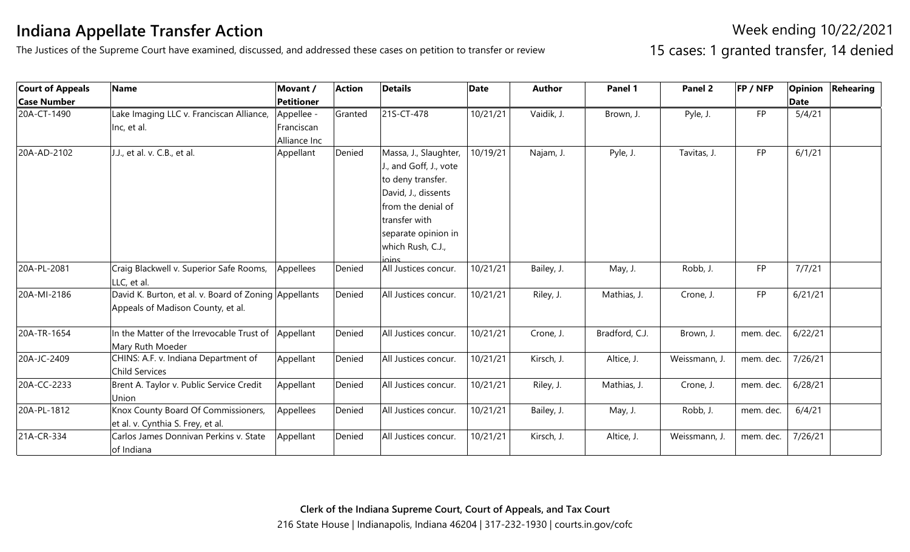# Indiana Appellate Transfer Action

The Justices of the Supreme Court have examined, discussed, and addressed these cases on petition to transfer or review

Week ending 10/22/2021

15 cases: 1 granted transfer, 14 denied

| Court of Appeals Case Number | Name | Movant / Petitioner | Action | Details | Date | Author | Panel 1 | Panel 2 | FP / NFP | Opinion Date | Rehearing |
|---|---|---|---|---|---|---|---|---|---|---|---|
| 20A-CT-1490 | Lake Imaging LLC v. Franciscan Alliance, Inc, et al. | Appellee - Franciscan Alliance Inc | Granted | 21S-CT-478 | 10/21/21 | Vaidik, J. | Brown, J. | Pyle, J. | FP | 5/4/21 | |
| 20A-AD-2102 | J.J., et al. v. C.B., et al. | Appellant | Denied | Massa, J., Slaughter, J., and Goff, J., vote to deny transfer. David, J., dissents from the denial of transfer with separate opinion in which Rush, C.J., joins | 10/19/21 | Najam, J. | Pyle, J. | Tavitas, J. | FP | 6/1/21 | |
| 20A-PL-2081 | Craig Blackwell v. Superior Safe Rooms, LLC, et al. | Appellees | Denied | All Justices concur. | 10/21/21 | Bailey, J. | May, J. | Robb, J. | FP | 7/7/21 | |
| 20A-MI-2186 | David K. Burton, et al. v. Board of Zoning Appeals of Madison County, et al. | Appellants | Denied | All Justices concur. | 10/21/21 | Riley, J. | Mathias, J. | Crone, J. | FP | 6/21/21 | |
| 20A-TR-1654 | In the Matter of the Irrevocable Trust of Mary Ruth Moeder | Appellant | Denied | All Justices concur. | 10/21/21 | Crone, J. | Bradford, C.J. | Brown, J. | mem. dec. | 6/22/21 | |
| 20A-JC-2409 | CHINS: A.F. v. Indiana Department of Child Services | Appellant | Denied | All Justices concur. | 10/21/21 | Kirsch, J. | Altice, J. | Weissmann, J. | mem. dec. | 7/26/21 | |
| 20A-CC-2233 | Brent A. Taylor v. Public Service Credit Union | Appellant | Denied | All Justices concur. | 10/21/21 | Riley, J. | Mathias, J. | Crone, J. | mem. dec. | 6/28/21 | |
| 20A-PL-1812 | Knox County Board Of Commissioners, et al. v. Cynthia S. Frey, et al. | Appellees | Denied | All Justices concur. | 10/21/21 | Bailey, J. | May, J. | Robb, J. | mem. dec. | 6/4/21 | |
| 21A-CR-334 | Carlos James Donnivan Perkins v. State of Indiana | Appellant | Denied | All Justices concur. | 10/21/21 | Kirsch, J. | Altice, J. | Weissmann, J. | mem. dec. | 7/26/21 | |

**Clerk of the Indiana Supreme Court, Court of Appeals, and Tax Court**

216 State House | Indianapolis, Indiana 46204 | 317-232-1930 | courts.in.gov/cofc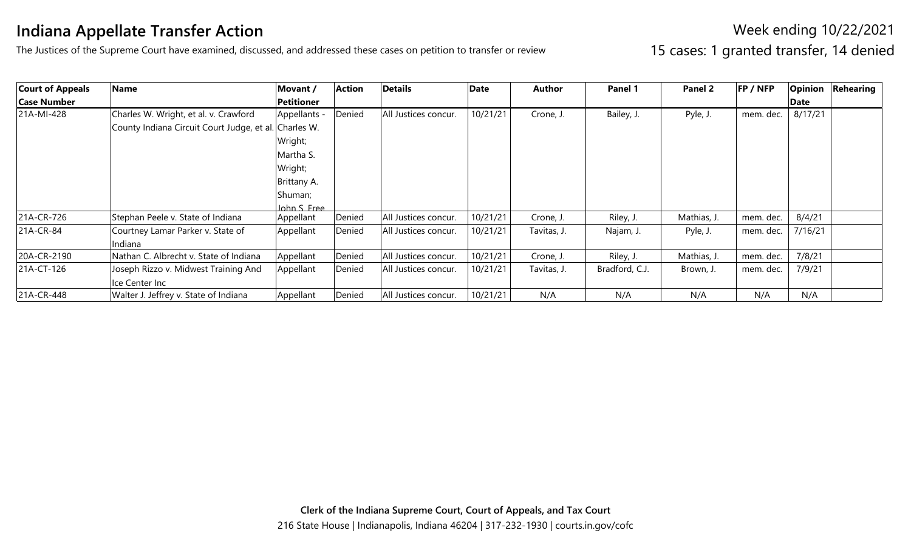# Indiana Appellate Transfer Action

The Justices of the Supreme Court have examined, discussed, and addressed these cases on petition to transfer or review

Week ending 10/22/2021

15 cases: 1 granted transfer, 14 denied

| Court of Appeals Case Number | Name | Movant / Petitioner | Action | Details | Date | Author | Panel 1 | Panel 2 | FP / NFP | Opinion Date | Rehearing |
|---|---|---|---|---|---|---|---|---|---|---|---|
| 21A-MI-428 | Charles W. Wright, et al. v. Crawford County Indiana Circuit Court Judge, et al. | Appellants - Charles W. Wright; Martha S. Wright; Brittany A. Shuman; John S. Free | Denied | All Justices concur. | 10/21/21 | Crone, J. | Bailey, J. | Pyle, J. | mem. dec. | 8/17/21 | |
| 21A-CR-726 | Stephan Peele v. State of Indiana | Appellant | Denied | All Justices concur. | 10/21/21 | Crone, J. | Riley, J. | Mathias, J. | mem. dec. | 8/4/21 | |
| 21A-CR-84 | Courtney Lamar Parker v. State of Indiana | Appellant | Denied | All Justices concur. | 10/21/21 | Tavitas, J. | Najam, J. | Pyle, J. | mem. dec. | 7/16/21 | |
| 20A-CR-2190 | Nathan C. Albrecht v. State of Indiana | Appellant | Denied | All Justices concur. | 10/21/21 | Crone, J. | Riley, J. | Mathias, J. | mem. dec. | 7/8/21 | |
| 21A-CT-126 | Joseph Rizzo v. Midwest Training And Ice Center Inc | Appellant | Denied | All Justices concur. | 10/21/21 | Tavitas, J. | Bradford, C.J. | Brown, J. | mem. dec. | 7/9/21 | |
| 21A-CR-448 | Walter J. Jeffrey v. State of Indiana | Appellant | Denied | All Justices concur. | 10/21/21 | N/A | N/A | N/A | N/A | N/A | |

**Clerk of the Indiana Supreme Court, Court of Appeals, and Tax Court**

216 State House | Indianapolis, Indiana 46204 | 317-232-1930 | courts.in.gov/cofc